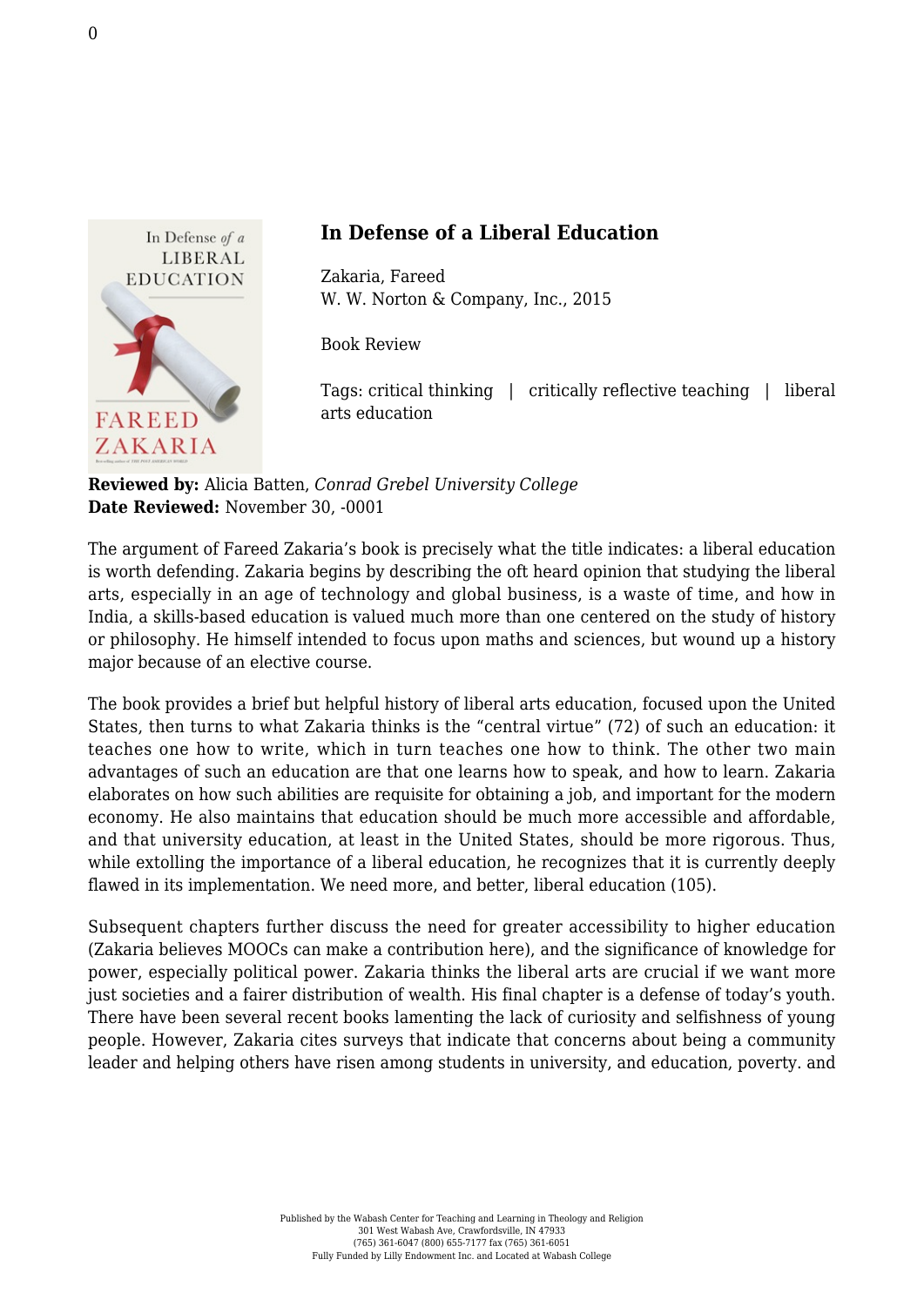# In Defense of a Liberal Education

Zakaria, Fareed
W. W. Norton & Company, Inc., 2015

Book Review

Tags: critical thinking | critically reflective teaching | liberal arts education

**Reviewed by:** Alicia Batten, *Conrad Grebel University College*
**Date Reviewed:** November 30, -0001

The argument of Fareed Zakaria's book is precisely what the title indicates: a liberal education is worth defending. Zakaria begins by describing the oft heard opinion that studying the liberal arts, especially in an age of technology and global business, is a waste of time, and how in India, a skills-based education is valued much more than one centered on the study of history or philosophy. He himself intended to focus upon maths and sciences, but wound up a history major because of an elective course.

The book provides a brief but helpful history of liberal arts education, focused upon the United States, then turns to what Zakaria thinks is the "central virtue" (72) of such an education: it teaches one how to write, which in turn teaches one how to think. The other two main advantages of such an education are that one learns how to speak, and how to learn. Zakaria elaborates on how such abilities are requisite for obtaining a job, and important for the modern economy. He also maintains that education should be much more accessible and affordable, and that university education, at least in the United States, should be more rigorous. Thus, while extolling the importance of a liberal education, he recognizes that it is currently deeply flawed in its implementation. We need more, and better, liberal education (105).

Subsequent chapters further discuss the need for greater accessibility to higher education (Zakaria believes MOOCs can make a contribution here), and the significance of knowledge for power, especially political power. Zakaria thinks the liberal arts are crucial if we want more just societies and a fairer distribution of wealth. His final chapter is a defense of today's youth. There have been several recent books lamenting the lack of curiosity and selfishness of young people. However, Zakaria cites surveys that indicate that concerns about being a community leader and helping others have risen among students in university, and education, poverty. and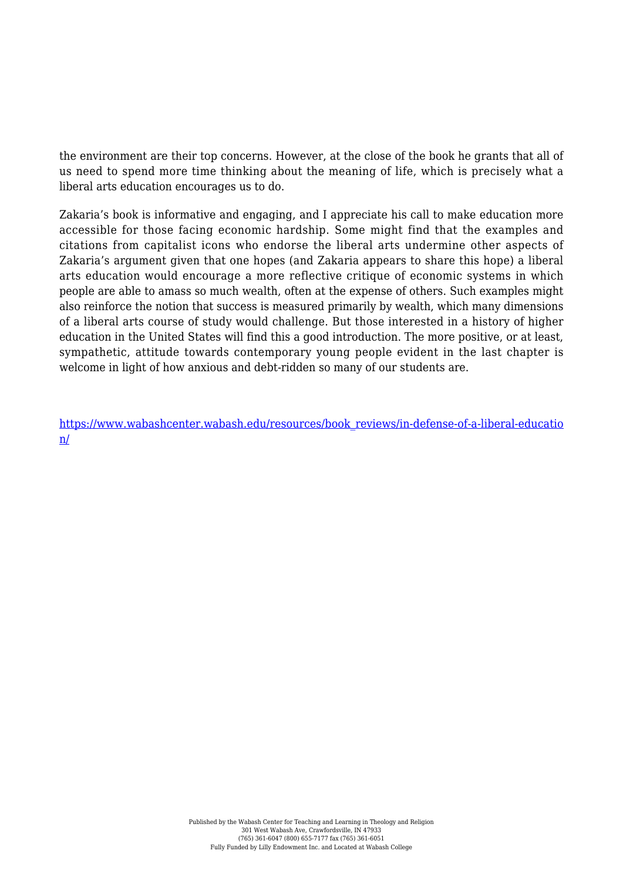the environment are their top concerns. However, at the close of the book he grants that all of us need to spend more time thinking about the meaning of life, which is precisely what a liberal arts education encourages us to do.

Zakaria's book is informative and engaging, and I appreciate his call to make education more accessible for those facing economic hardship. Some might find that the examples and citations from capitalist icons who endorse the liberal arts undermine other aspects of Zakaria's argument given that one hopes (and Zakaria appears to share this hope) a liberal arts education would encourage a more reflective critique of economic systems in which people are able to amass so much wealth, often at the expense of others. Such examples might also reinforce the notion that success is measured primarily by wealth, which many dimensions of a liberal arts course of study would challenge. But those interested in a history of higher education in the United States will find this a good introduction. The more positive, or at least, sympathetic, attitude towards contemporary young people evident in the last chapter is welcome in light of how anxious and debt-ridden so many of our students are.

https://www.wabashcenter.wabash.edu/resources/book_reviews/in-defense-of-a-liberal-education/